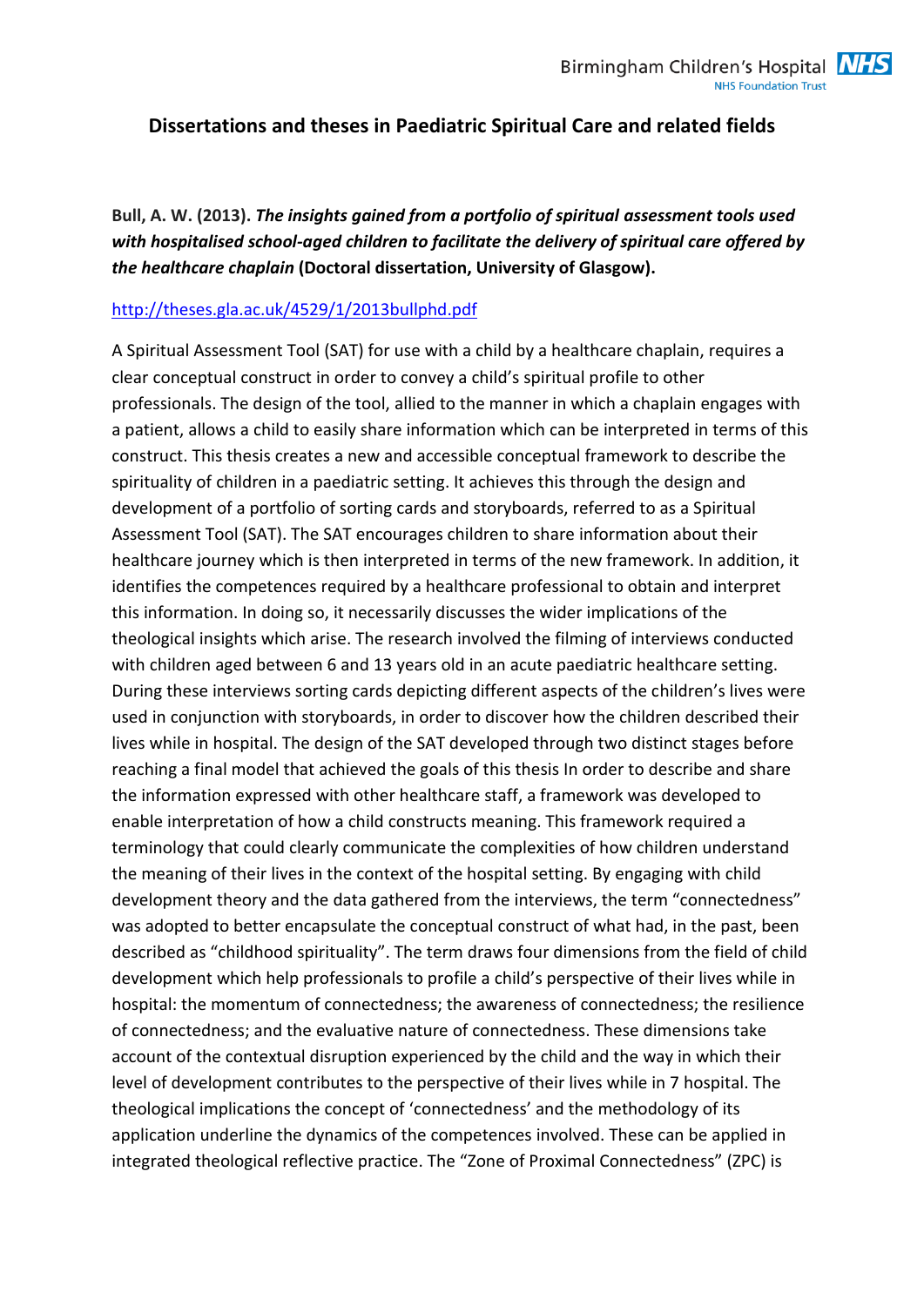# Dissertations and theses in Paediatric Spiritual Care and related fields

**Bull, A. W. (2013).** ***The insights gained from a portfolio of spiritual assessment tools used with hospitalised school-aged children to facilitate the delivery of spiritual care offered by the healthcare chaplain*** **(Doctoral dissertation, University of Glasgow).**

http://theses.gla.ac.uk/4529/1/2013bullphd.pdf

A Spiritual Assessment Tool (SAT) for use with a child by a healthcare chaplain, requires a clear conceptual construct in order to convey a child's spiritual profile to other professionals. The design of the tool, allied to the manner in which a chaplain engages with a patient, allows a child to easily share information which can be interpreted in terms of this construct. This thesis creates a new and accessible conceptual framework to describe the spirituality of children in a paediatric setting. It achieves this through the design and development of a portfolio of sorting cards and storyboards, referred to as a Spiritual Assessment Tool (SAT). The SAT encourages children to share information about their healthcare journey which is then interpreted in terms of the new framework. In addition, it identifies the competences required by a healthcare professional to obtain and interpret this information. In doing so, it necessarily discusses the wider implications of the theological insights which arise. The research involved the filming of interviews conducted with children aged between 6 and 13 years old in an acute paediatric healthcare setting. During these interviews sorting cards depicting different aspects of the children's lives were used in conjunction with storyboards, in order to discover how the children described their lives while in hospital. The design of the SAT developed through two distinct stages before reaching a final model that achieved the goals of this thesis In order to describe and share the information expressed with other healthcare staff, a framework was developed to enable interpretation of how a child constructs meaning. This framework required a terminology that could clearly communicate the complexities of how children understand the meaning of their lives in the context of the hospital setting. By engaging with child development theory and the data gathered from the interviews, the term "connectedness" was adopted to better encapsulate the conceptual construct of what had, in the past, been described as "childhood spirituality". The term draws four dimensions from the field of child development which help professionals to profile a child's perspective of their lives while in hospital: the momentum of connectedness; the awareness of connectedness; the resilience of connectedness; and the evaluative nature of connectedness. These dimensions take account of the contextual disruption experienced by the child and the way in which their level of development contributes to the perspective of their lives while in 7 hospital. The theological implications the concept of 'connectedness' and the methodology of its application underline the dynamics of the competences involved. These can be applied in integrated theological reflective practice. The "Zone of Proximal Connectedness" (ZPC) is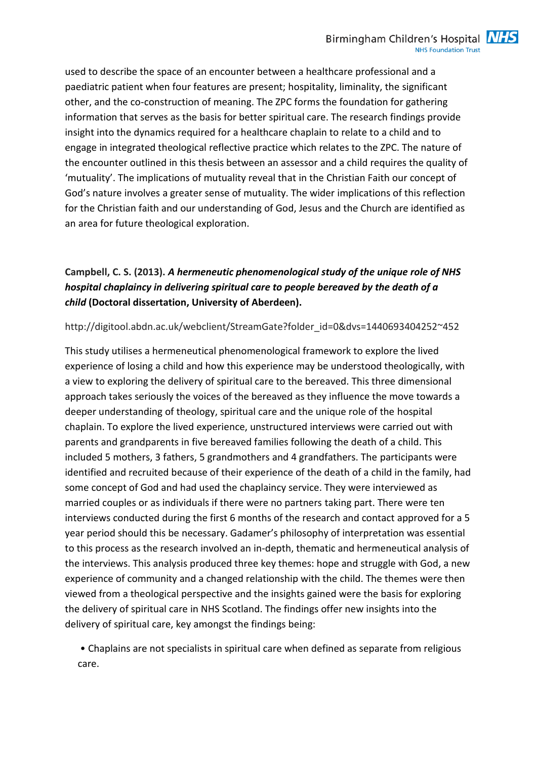used to describe the space of an encounter between a healthcare professional and a paediatric patient when four features are present; hospitality, liminality, the significant other, and the co-construction of meaning. The ZPC forms the foundation for gathering information that serves as the basis for better spiritual care. The research findings provide insight into the dynamics required for a healthcare chaplain to relate to a child and to engage in integrated theological reflective practice which relates to the ZPC. The nature of the encounter outlined in this thesis between an assessor and a child requires the quality of 'mutuality'. The implications of mutuality reveal that in the Christian Faith our concept of God's nature involves a greater sense of mutuality. The wider implications of this reflection for the Christian faith and our understanding of God, Jesus and the Church are identified as an area for future theological exploration.

**Campbell, C. S. (2013).** ***A hermeneutic phenomenological study of the unique role of NHS hospital chaplaincy in delivering spiritual care to people bereaved by the death of a child*** **(Doctoral dissertation, University of Aberdeen).**

http://digitool.abdn.ac.uk/webclient/StreamGate?folder_id=0&dvs=1440693404252~452

This study utilises a hermeneutical phenomenological framework to explore the lived experience of losing a child and how this experience may be understood theologically, with a view to exploring the delivery of spiritual care to the bereaved. This three dimensional approach takes seriously the voices of the bereaved as they influence the move towards a deeper understanding of theology, spiritual care and the unique role of the hospital chaplain. To explore the lived experience, unstructured interviews were carried out with parents and grandparents in five bereaved families following the death of a child. This included 5 mothers, 3 fathers, 5 grandmothers and 4 grandfathers. The participants were identified and recruited because of their experience of the death of a child in the family, had some concept of God and had used the chaplaincy service. They were interviewed as married couples or as individuals if there were no partners taking part. There were ten interviews conducted during the first 6 months of the research and contact approved for a 5 year period should this be necessary. Gadamer's philosophy of interpretation was essential to this process as the research involved an in-depth, thematic and hermeneutical analysis of the interviews. This analysis produced three key themes: hope and struggle with God, a new experience of community and a changed relationship with the child. The themes were then viewed from a theological perspective and the insights gained were the basis for exploring the delivery of spiritual care in NHS Scotland. The findings offer new insights into the delivery of spiritual care, key amongst the findings being:

- Chaplains are not specialists in spiritual care when defined as separate from religious care.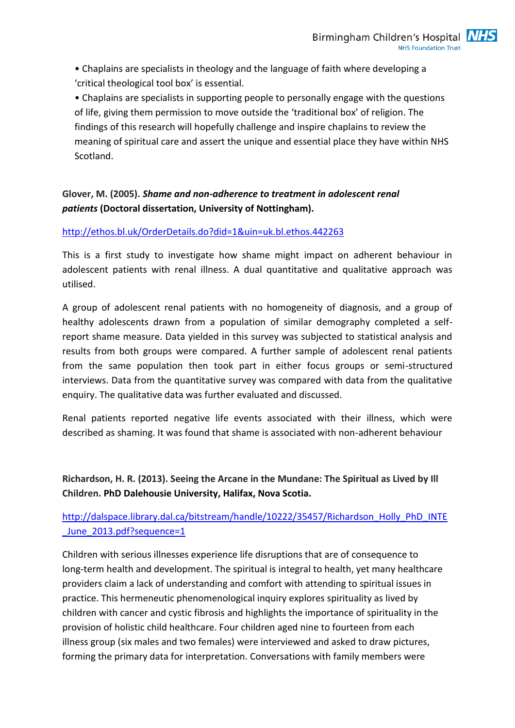- Chaplains are specialists in theology and the language of faith where developing a 'critical theological tool box' is essential.
- Chaplains are specialists in supporting people to personally engage with the questions of life, giving them permission to move outside the 'traditional box' of religion. The findings of this research will hopefully challenge and inspire chaplains to review the meaning of spiritual care and assert the unique and essential place they have within NHS Scotland.

**Glover, M. (2005). *Shame and non-adherence to treatment in adolescent renal patients* (Doctoral dissertation, University of Nottingham).**

http://ethos.bl.uk/OrderDetails.do?did=1&uin=uk.bl.ethos.442263

This is a first study to investigate how shame might impact on adherent behaviour in adolescent patients with renal illness. A dual quantitative and qualitative approach was utilised.

A group of adolescent renal patients with no homogeneity of diagnosis, and a group of healthy adolescents drawn from a population of similar demography completed a self-report shame measure. Data yielded in this survey was subjected to statistical analysis and results from both groups were compared. A further sample of adolescent renal patients from the same population then took part in either focus groups or semi-structured interviews. Data from the quantitative survey was compared with data from the qualitative enquiry. The qualitative data was further evaluated and discussed.

Renal patients reported negative life events associated with their illness, which were described as shaming. It was found that shame is associated with non-adherent behaviour

**Richardson, H. R. (2013). Seeing the Arcane in the Mundane: The Spiritual as Lived by Ill Children. PhD Dalehousie University, Halifax, Nova Scotia.**

http://dalspace.library.dal.ca/bitstream/handle/10222/35457/Richardson_Holly_PhD_INTE_June_2013.pdf?sequence=1

Children with serious illnesses experience life disruptions that are of consequence to long-term health and development. The spiritual is integral to health, yet many healthcare providers claim a lack of understanding and comfort with attending to spiritual issues in practice. This hermeneutic phenomenological inquiry explores spirituality as lived by children with cancer and cystic fibrosis and highlights the importance of spirituality in the provision of holistic child healthcare. Four children aged nine to fourteen from each illness group (six males and two females) were interviewed and asked to draw pictures, forming the primary data for interpretation. Conversations with family members were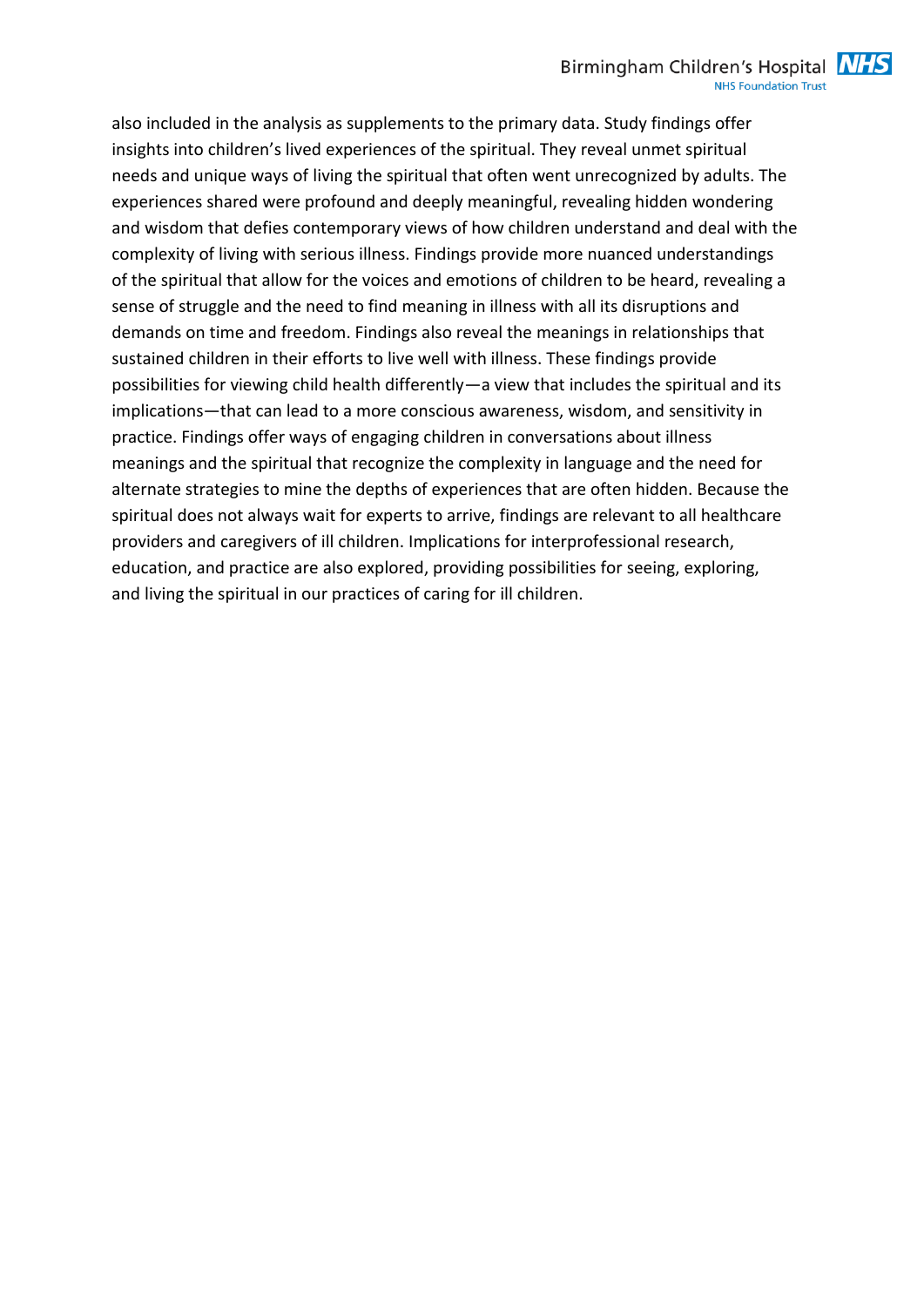also included in the analysis as supplements to the primary data. Study findings offer insights into children's lived experiences of the spiritual. They reveal unmet spiritual needs and unique ways of living the spiritual that often went unrecognized by adults. The experiences shared were profound and deeply meaningful, revealing hidden wondering and wisdom that defies contemporary views of how children understand and deal with the complexity of living with serious illness. Findings provide more nuanced understandings of the spiritual that allow for the voices and emotions of children to be heard, revealing a sense of struggle and the need to find meaning in illness with all its disruptions and demands on time and freedom. Findings also reveal the meanings in relationships that sustained children in their efforts to live well with illness. These findings provide possibilities for viewing child health differently—a view that includes the spiritual and its implications—that can lead to a more conscious awareness, wisdom, and sensitivity in practice. Findings offer ways of engaging children in conversations about illness meanings and the spiritual that recognize the complexity in language and the need for alternate strategies to mine the depths of experiences that are often hidden. Because the spiritual does not always wait for experts to arrive, findings are relevant to all healthcare providers and caregivers of ill children. Implications for interprofessional research, education, and practice are also explored, providing possibilities for seeing, exploring, and living the spiritual in our practices of caring for ill children.